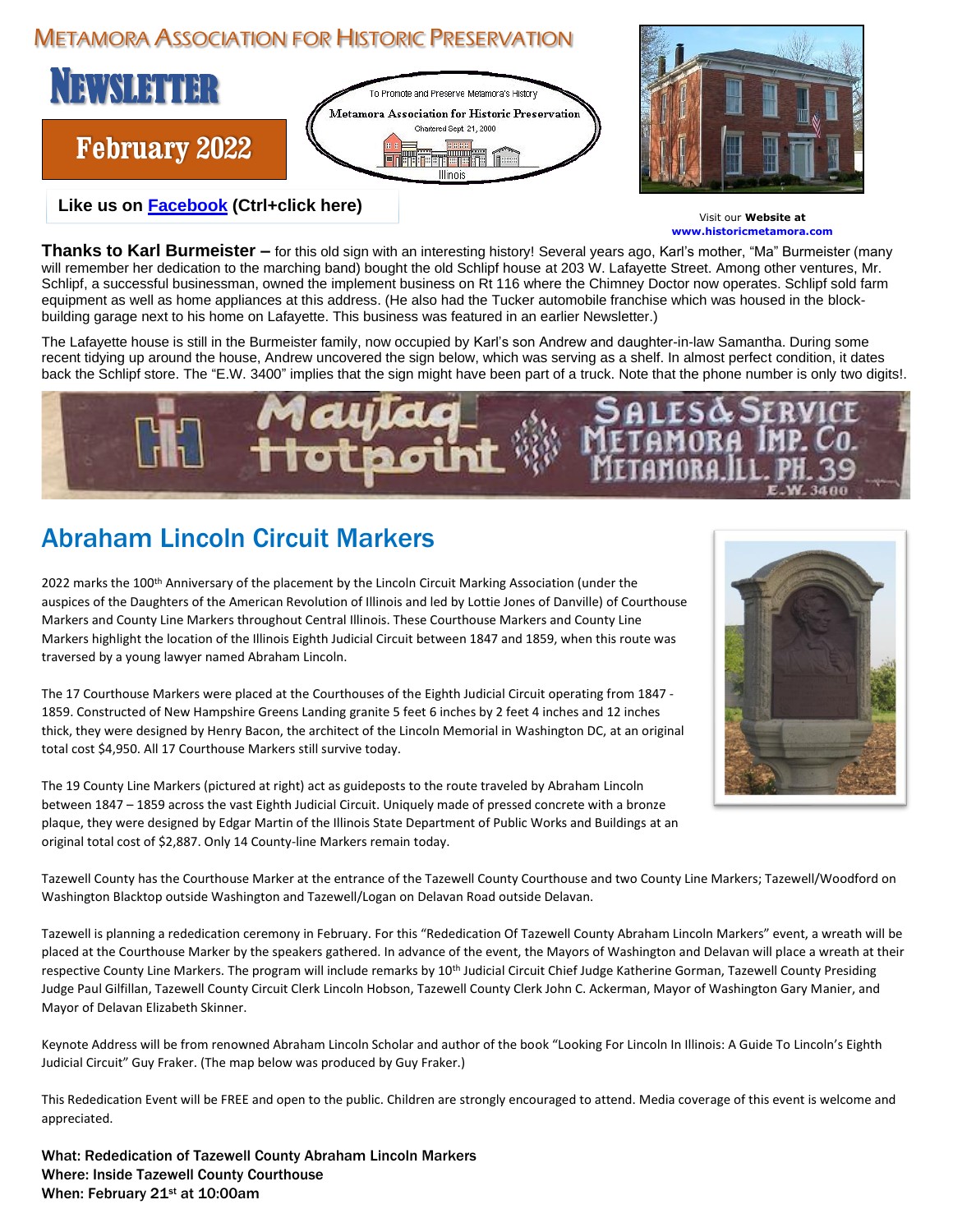# Metamora Association for Historic Preservation

# Newsletter

## February 2022

To Promote and Preserve Metamora's History

Metamora Association for Historic Preservation

Chartered Sept 21, 2000

Illinois

**Like us on Facebook (Ctrl+click here)**

Visit our **Website at www.historicmetamora.com**

**Thanks to Karl Burmeister –** for this old sign with an interesting history! Several years ago, Karl's mother, "Ma" Burmeister (many will remember her dedication to the marching band) bought the old Schlipf house at 203 W. Lafayette Street. Among other ventures, Mr. Schlipf, a successful businessman, owned the implement business on Rt 116 where the Chimney Doctor now operates. Schlipf sold farm equipment as well as home appliances at this address. (He also had the Tucker automobile franchise which was housed in the block-building garage next to his home on Lafayette. This business was featured in an earlier Newsletter.)

The Lafayette house is still in the Burmeister family, now occupied by Karl's son Andrew and daughter-in-law Samantha. During some recent tidying up around the house, Andrew uncovered the sign below, which was serving as a shelf. In almost perfect condition, it dates back the Schlipf store. The "E.W. 3400" implies that the sign might have been part of a truck. Note that the phone number is only two digits!.

IH Maytag Hotpoint SALES & SERVICE METAMORA IMP. Co. METAMORA ILL. PH. 39 E.-W. 3400

## Abraham Lincoln Circuit Markers

2022 marks the 100th Anniversary of the placement by the Lincoln Circuit Marking Association (under the auspices of the Daughters of the American Revolution of Illinois and led by Lottie Jones of Danville) of Courthouse Markers and County Line Markers throughout Central Illinois. These Courthouse Markers and County Line Markers highlight the location of the Illinois Eighth Judicial Circuit between 1847 and 1859, when this route was traversed by a young lawyer named Abraham Lincoln.

The 17 Courthouse Markers were placed at the Courthouses of the Eighth Judicial Circuit operating from 1847 - 1859. Constructed of New Hampshire Greens Landing granite 5 feet 6 inches by 2 feet 4 inches and 12 inches thick, they were designed by Henry Bacon, the architect of the Lincoln Memorial in Washington DC, at an original total cost $4,950. All 17 Courthouse Markers still survive today.

The 19 County Line Markers (pictured at right) act as guideposts to the route traveled by Abraham Lincoln between 1847 – 1859 across the vast Eighth Judicial Circuit. Uniquely made of pressed concrete with a bronze plaque, they were designed by Edgar Martin of the Illinois State Department of Public Works and Buildings at an original total cost of $2,887. Only 14 County-line Markers remain today.

Tazewell County has the Courthouse Marker at the entrance of the Tazewell County Courthouse and two County Line Markers; Tazewell/Woodford on Washington Blacktop outside Washington and Tazewell/Logan on Delavan Road outside Delavan.

Tazewell is planning a rededication ceremony in February. For this "Rededication Of Tazewell County Abraham Lincoln Markers" event, a wreath will be placed at the Courthouse Marker by the speakers gathered. In advance of the event, the Mayors of Washington and Delavan will place a wreath at their respective County Line Markers. The program will include remarks by 10th Judicial Circuit Chief Judge Katherine Gorman, Tazewell County Presiding Judge Paul Gilfillan, Tazewell County Circuit Clerk Lincoln Hobson, Tazewell County Clerk John C. Ackerman, Mayor of Washington Gary Manier, and Mayor of Delavan Elizabeth Skinner.

Keynote Address will be from renowned Abraham Lincoln Scholar and author of the book "Looking For Lincoln In Illinois: A Guide To Lincoln's Eighth Judicial Circuit" Guy Fraker. (The map below was produced by Guy Fraker.)

This Rededication Event will be FREE and open to the public. Children are strongly encouraged to attend. Media coverage of this event is welcome and appreciated.

**What: Rededication of Tazewell County Abraham Lincoln Markers**
**Where: Inside Tazewell County Courthouse**
**When: February 21st at 10:00am**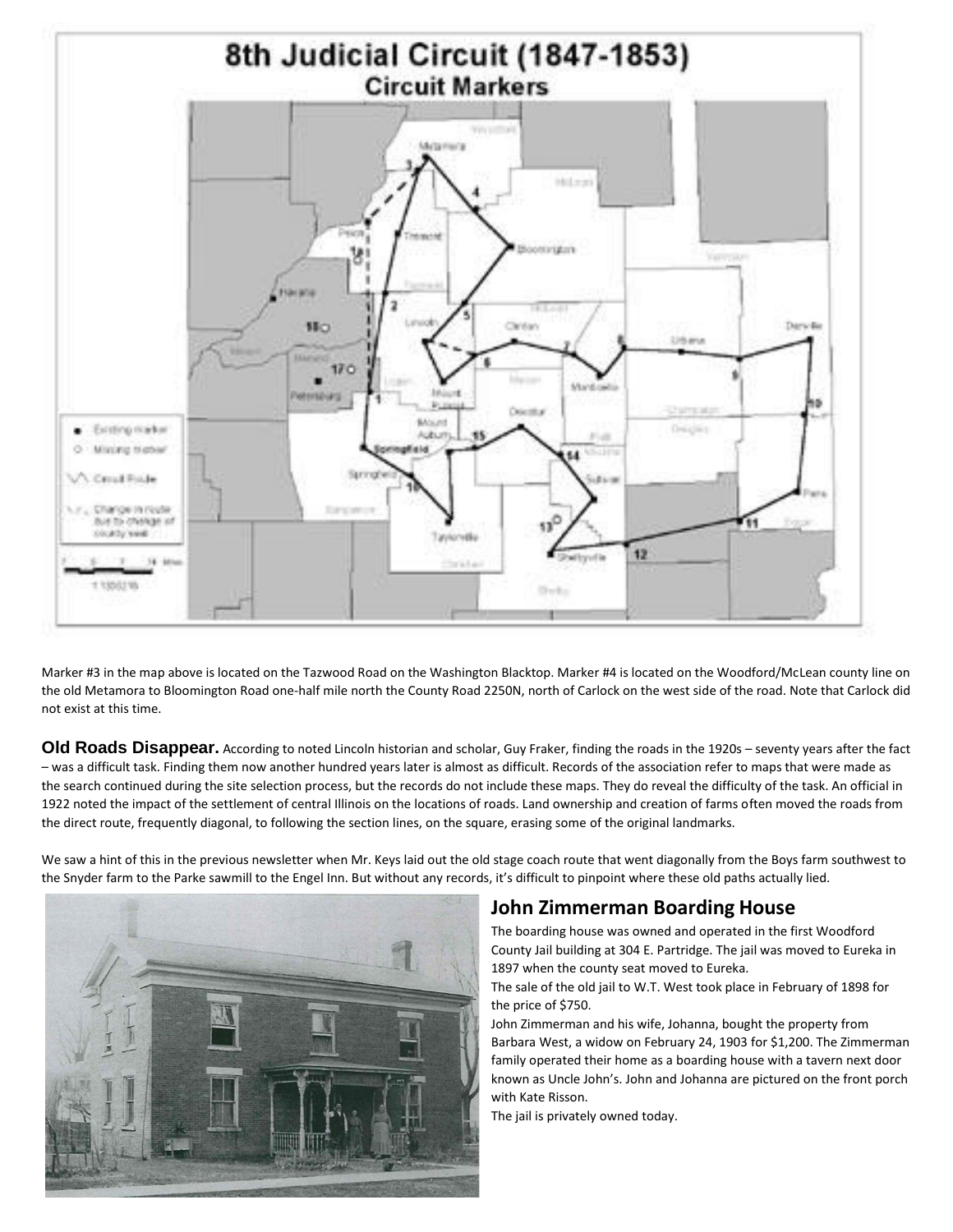Marker #3 in the map above is located on the Tazwood Road on the Washington Blacktop. Marker #4 is located on the Woodford/McLean county line on the old Metamora to Bloomington Road one-half mile north the County Road 2250N, north of Carlock on the west side of the road. Note that Carlock did not exist at this time.

**Old Roads Disappear.** According to noted Lincoln historian and scholar, Guy Fraker, finding the roads in the 1920s – seventy years after the fact – was a difficult task. Finding them now another hundred years later is almost as difficult. Records of the association refer to maps that were made as the search continued during the site selection process, but the records do not include these maps. They do reveal the difficulty of the task. An official in 1922 noted the impact of the settlement of central Illinois on the locations of roads. Land ownership and creation of farms often moved the roads from the direct route, frequently diagonal, to following the section lines, on the square, erasing some of the original landmarks.

We saw a hint of this in the previous newsletter when Mr. Keys laid out the old stage coach route that went diagonally from the Boys farm southwest to the Snyder farm to the Parke sawmill to the Engel Inn. But without any records, it's difficult to pinpoint where these old paths actually lied.

## John Zimmerman Boarding House

The boarding house was owned and operated in the first Woodford County Jail building at 304 E. Partridge. The jail was moved to Eureka in 1897 when the county seat moved to Eureka.

The sale of the old jail to W.T. West took place in February of 1898 for the price of $750.

John Zimmerman and his wife, Johanna, bought the property from Barbara West, a widow on February 24, 1903 for $1,200. The Zimmerman family operated their home as a boarding house with a tavern next door known as Uncle John's. John and Johanna are pictured on the front porch with Kate Risson.

The jail is privately owned today.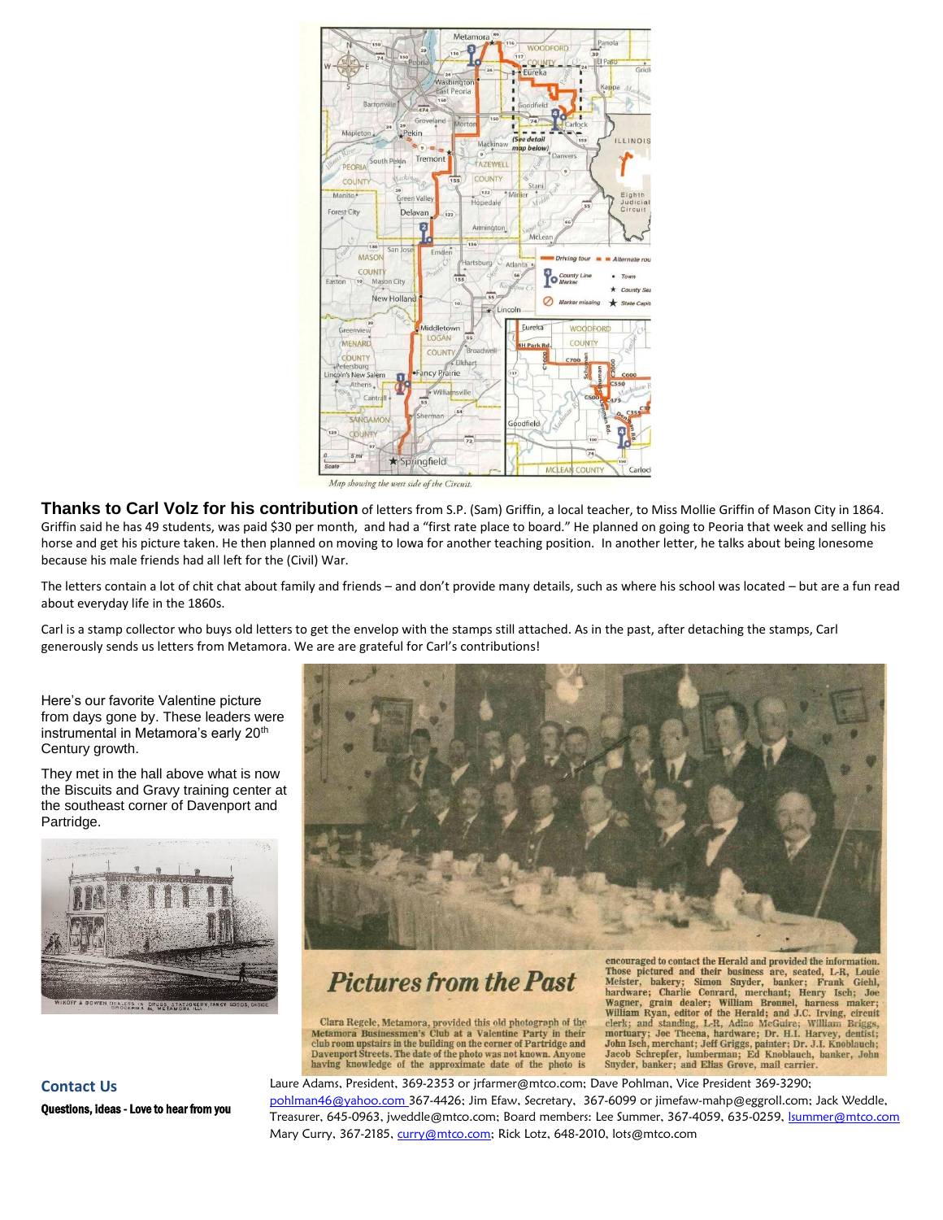Map showing the west side of the Circuit.

**Thanks to Carl Volz for his contribution** of letters from S.P. (Sam) Griffin, a local teacher, to Miss Mollie Griffin of Mason City in 1864. Griffin said he has 49 students, was paid $30 per month, and had a "first rate place to board." He planned on going to Peoria that week and selling his horse and get his picture taken. He then planned on moving to Iowa for another teaching position. In another letter, he talks about being lonesome because his male friends had all left for the (Civil) War.

The letters contain a lot of chit chat about family and friends – and don't provide many details, such as where his school was located – but are a fun read about everyday life in the 1860s.

Carl is a stamp collector who buys old letters to get the envelop with the stamps still attached. As in the past, after detaching the stamps, Carl generously sends us letters from Metamora. We are are grateful for Carl's contributions!

Here's our favorite Valentine picture from days gone by. These leaders were instrumental in Metamora's early 20th Century growth.

They met in the hall above what is now the Biscuits and Gravy training center at the southeast corner of Davenport and Partridge.

WIKOFF & BOWEN DEALERS IN DRUGS, STATIONERY, FANCY GOODS, CHOICE GROCERIES &c. METAMORA, ILL.

## Pictures from the Past

Clara Regele, Metamora, provided this old photograph of the Metamora Businessmen's Club at a Valentine Party in their club room upstairs in the building on the corner of Partridge and Davenport Streets. The date of the photo was not known. Anyone having knowledge of the approximate date of the photo is encouraged to contact the Herald and provided the information. Those pictured and their business are, seated, L-R, Louie Meister, bakery; Simon Snyder, banker; Frank Giehl, hardware; Charlie Conrard, merchant; Henry Isch; Joe Wagner, grain dealer; William Bronnel, harness maker; William Ryan, editor of the Herald; and J.C. Irving, circuit clerk; and standing, L-R, Adine McGuire; William Briggs, mortuary; Joe Theena, hardware; Dr. H.I. Harvey, dentist; John Isch, merchant; Jeff Griggs, painter; Dr. J.I. Knoblauch; Jacob Schrepfer, lumberman; Ed Knoblauch, banker, John Snyder, banker; and Elias Grove, mail carrier.

## Contact Us

**Questions, Ideas - Love to hear from you**

Laure Adams, President, 369-2353 or jrfarmer@mtco.com; Dave Pohlman, Vice President 369-3290; pohlman46@yahoo.com 367-4426; Jim Efaw, Secretary, 367-6099 or jimefaw-mahp@eggroll.com; Jack Weddle, Treasurer, 645-0963, jweddle@mtco.com; Board members: Lee Summer, 367-4059, 635-0259, lsummer@mtco.com Mary Curry, 367-2185, curry@mtco.com; Rick Lotz, 648-2010, lots@mtco.com